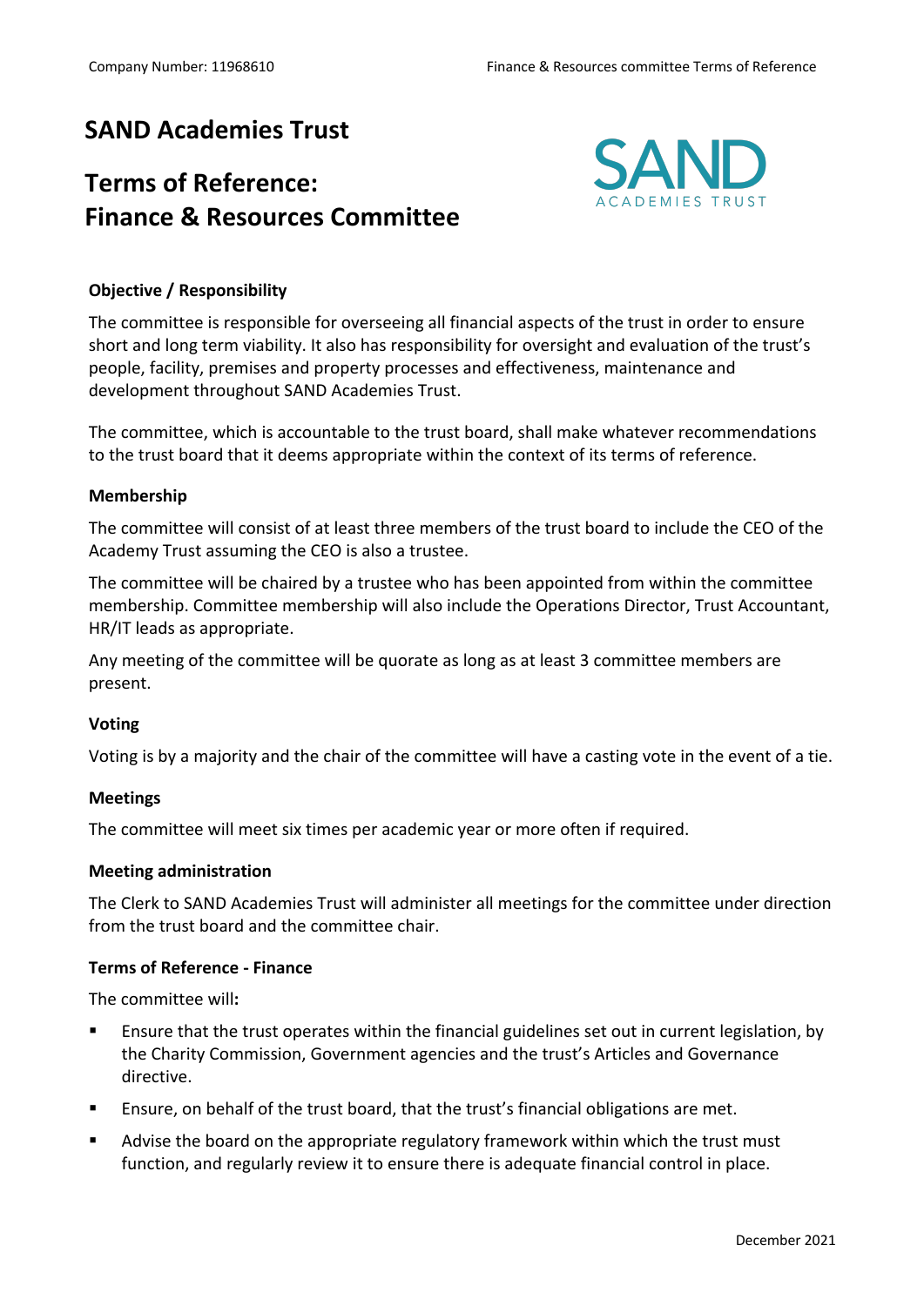# SAND Academies Trust

# Terms of Reference: Finance & Resources Committee

### Objective / Responsibility

The committee is responsible for overseeing all financial aspects of the trust in order to ensure short and long term viability. It also has responsibility for oversight and evaluation of the trust's people, facility, premises and property processes and effectiveness, maintenance and development throughout SAND Academies Trust.

The committee, which is accountable to the trust board, shall make whatever recommendations to the trust board that it deems appropriate within the context of its terms of reference.

### Membership

The committee will consist of at least three members of the trust board to include the CEO of the Academy Trust assuming the CEO is also a trustee.

The committee will be chaired by a trustee who has been appointed from within the committee membership. Committee membership will also include the Operations Director, Trust Accountant, HR/IT leads as appropriate.

Any meeting of the committee will be quorate as long as at least 3 committee members are present.

### Voting

Voting is by a majority and the chair of the committee will have a casting vote in the event of a tie.

### Meetings

The committee will meet six times per academic year or more often if required.

### Meeting administration

The Clerk to SAND Academies Trust will administer all meetings for the committee under direction from the trust board and the committee chair.

### Terms of Reference - Finance

The committee will**:**

- Ensure that the trust operates within the financial guidelines set out in current legislation, by the Charity Commission, Government agencies and the trust's Articles and Governance directive.
- Ensure, on behalf of the trust board, that the trust's financial obligations are met.
- Advise the board on the appropriate regulatory framework within which the trust must function, and regularly review it to ensure there is adequate financial control in place.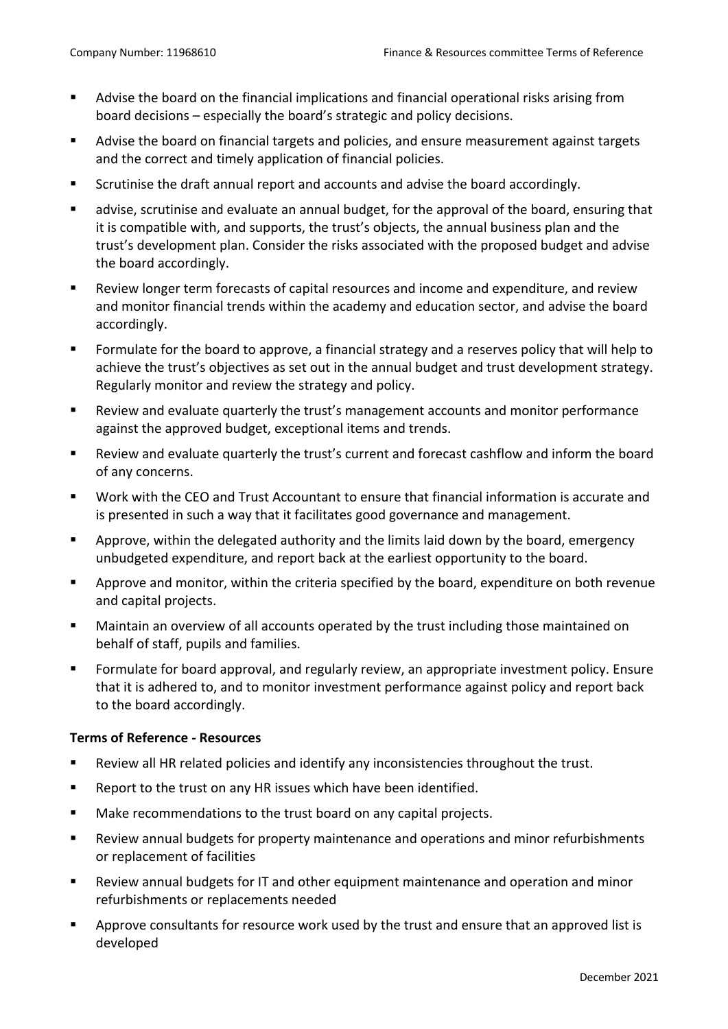- Advise the board on the financial implications and financial operational risks arising from board decisions – especially the board's strategic and policy decisions.
- Advise the board on financial targets and policies, and ensure measurement against targets and the correct and timely application of financial policies.
- Scrutinise the draft annual report and accounts and advise the board accordingly.
- advise, scrutinise and evaluate an annual budget, for the approval of the board, ensuring that it is compatible with, and supports, the trust's objects, the annual business plan and the trust's development plan. Consider the risks associated with the proposed budget and advise the board accordingly.
- Review longer term forecasts of capital resources and income and expenditure, and review and monitor financial trends within the academy and education sector, and advise the board accordingly.
- Formulate for the board to approve, a financial strategy and a reserves policy that will help to achieve the trust's objectives as set out in the annual budget and trust development strategy. Regularly monitor and review the strategy and policy.
- Review and evaluate quarterly the trust's management accounts and monitor performance against the approved budget, exceptional items and trends.
- Review and evaluate quarterly the trust's current and forecast cashflow and inform the board of any concerns.
- Work with the CEO and Trust Accountant to ensure that financial information is accurate and is presented in such a way that it facilitates good governance and management.
- Approve, within the delegated authority and the limits laid down by the board, emergency unbudgeted expenditure, and report back at the earliest opportunity to the board.
- Approve and monitor, within the criteria specified by the board, expenditure on both revenue and capital projects.
- Maintain an overview of all accounts operated by the trust including those maintained on behalf of staff, pupils and families.
- Formulate for board approval, and regularly review, an appropriate investment policy. Ensure that it is adhered to, and to monitor investment performance against policy and report back to the board accordingly.

**Terms of Reference - Resources**

- Review all HR related policies and identify any inconsistencies throughout the trust.
- Report to the trust on any HR issues which have been identified.
- Make recommendations to the trust board on any capital projects.
- Review annual budgets for property maintenance and operations and minor refurbishments or replacement of facilities
- Review annual budgets for IT and other equipment maintenance and operation and minor refurbishments or replacements needed
- Approve consultants for resource work used by the trust and ensure that an approved list is developed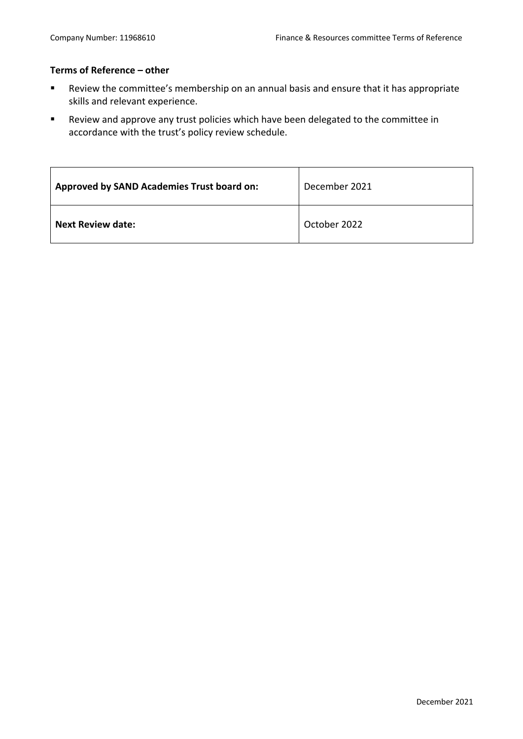**Terms of Reference – other**

- Review the committee's membership on an annual basis and ensure that it has appropriate skills and relevant experience.
- Review and approve any trust policies which have been delegated to the committee in accordance with the trust's policy review schedule.

| | |
|---|---|
| **Approved by SAND Academies Trust board on:** | December 2021 |
| **Next Review date:** | October 2022 |